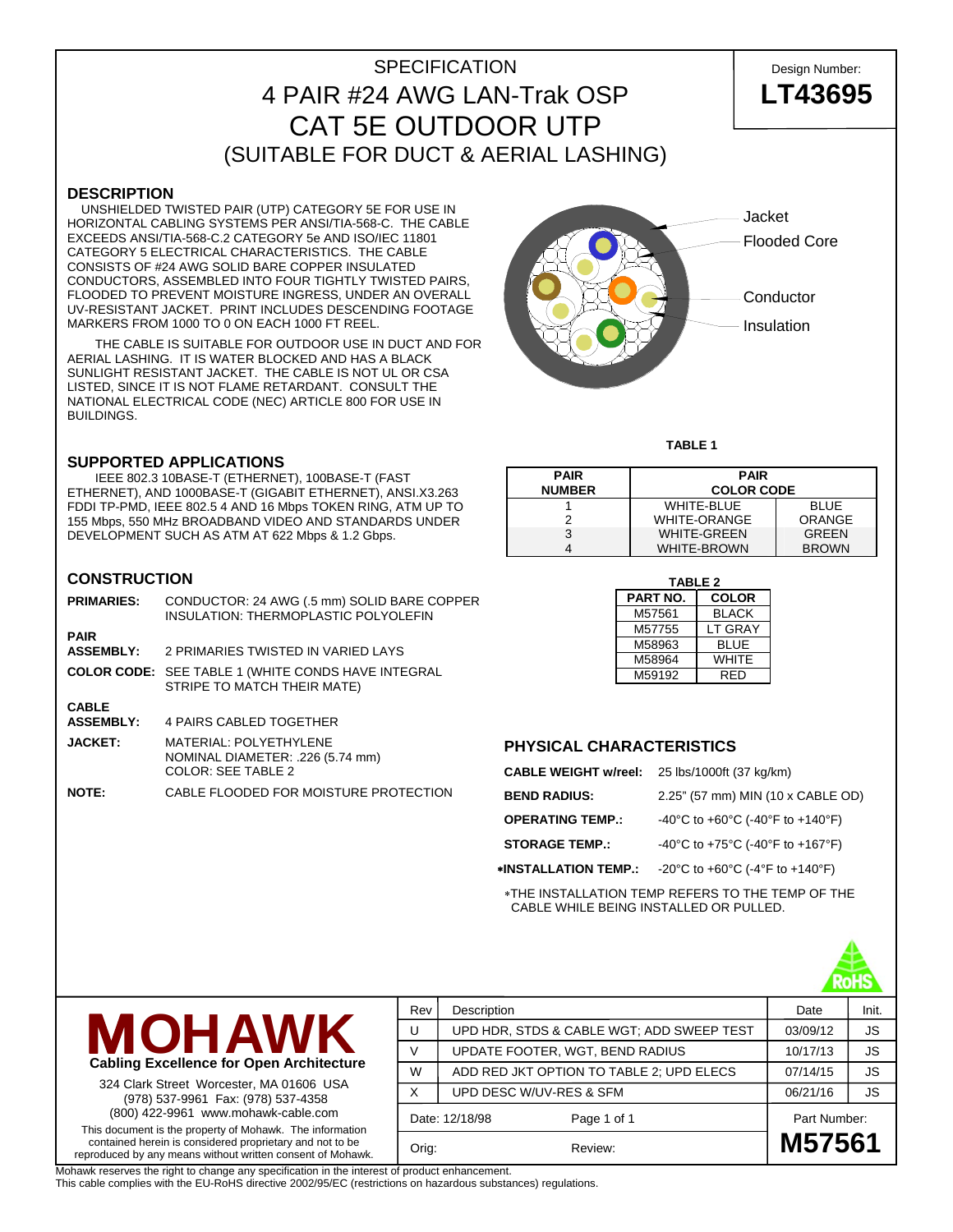# SPECIFICATION
# 4 PAIR #24 AWG LAN-Trak OSP CAT 5E OUTDOOR UTP
## (SUITABLE FOR DUCT & AERIAL LASHING)

Design Number: **LT43695**

## DESCRIPTION

UNSHIELDED TWISTED PAIR (UTP) CATEGORY 5E FOR USE IN HORIZONTAL CABLING SYSTEMS PER ANSI/TIA-568-C. THE CABLE EXCEEDS ANSI/TIA-568-C.2 CATEGORY 5e AND ISO/IEC 11801 CATEGORY 5 ELECTRICAL CHARACTERISTICS. THE CABLE CONSISTS OF #24 AWG SOLID BARE COPPER INSULATED CONDUCTORS, ASSEMBLED INTO FOUR TIGHTLY TWISTED PAIRS, FLOODED TO PREVENT MOISTURE INGRESS, UNDER AN OVERALL UV-RESISTANT JACKET. PRINT INCLUDES DESCENDING FOOTAGE MARKERS FROM 1000 TO 0 ON EACH 1000 FT REEL.

THE CABLE IS SUITABLE FOR OUTDOOR USE IN DUCT AND FOR AERIAL LASHING. IT IS WATER BLOCKED AND HAS A BLACK SUNLIGHT RESISTANT JACKET. THE CABLE IS NOT UL OR CSA LISTED, SINCE IT IS NOT FLAME RETARDANT. CONSULT THE NATIONAL ELECTRICAL CODE (NEC) ARTICLE 800 FOR USE IN BUILDINGS.

Jacket
Flooded Core
Conductor
Insulation

## SUPPORTED APPLICATIONS

IEEE 802.3 10BASE-T (ETHERNET), 100BASE-T (FAST ETHERNET), AND 1000BASE-T (GIGABIT ETHERNET), ANSI.X3.263 FDDI TP-PMD, IEEE 802.5 4 AND 16 Mbps TOKEN RING, ATM UP TO 155 Mbps, 550 MHz BROADBAND VIDEO AND STANDARDS UNDER DEVELOPMENT SUCH AS ATM AT 622 Mbps & 1.2 Gbps.

**TABLE 1**

| PAIR NUMBER | PAIR COLOR CODE | |
|---|---|---|
| 1 | WHITE-BLUE | BLUE |
| 2 | WHITE-ORANGE | ORANGE |
| 3 | WHITE-GREEN | GREEN |
| 4 | WHITE-BROWN | BROWN |

## CONSTRUCTION

**PRIMARIES:** CONDUCTOR: 24 AWG (.5 mm) SOLID BARE COPPER
INSULATION: THERMOPLASTIC POLYOLEFIN

**PAIR ASSEMBLY:** 2 PRIMARIES TWISTED IN VARIED LAYS

**COLOR CODE:** SEE TABLE 1 (WHITE CONDS HAVE INTEGRAL STRIPE TO MATCH THEIR MATE)

**CABLE ASSEMBLY:** 4 PAIRS CABLED TOGETHER

**JACKET:** MATERIAL: POLYETHYLENE
NOMINAL DIAMETER: .226 (5.74 mm)
COLOR: SEE TABLE 2

**NOTE:** CABLE FLOODED FOR MOISTURE PROTECTION

**TABLE 2**

| PART NO. | COLOR |
|---|---|
| M57561 | BLACK |
| M57755 | LT GRAY |
| M58963 | BLUE |
| M58964 | WHITE |
| M59192 | RED |

## PHYSICAL CHARACTERISTICS

**CABLE WEIGHT w/reel:** 25 lbs/1000ft (37 kg/km)

**BEND RADIUS:** 2.25" (57 mm) MIN (10 x CABLE OD)

**OPERATING TEMP.:** -40°C to +60°C (-40°F to +140°F)

**STORAGE TEMP.:** -40°C to +75°C (-40°F to +167°F)

**\*INSTALLATION TEMP.:** -20°C to +60°C (-4°F to +140°F)

*THE INSTALLATION TEMP REFERS TO THE TEMP OF THE CABLE WHILE BEING INSTALLED OR PULLED.

RoHS

**MOHAWK**
**Cabling Excellence for Open Architecture**

324 Clark Street Worcester, MA 01606 USA
(978) 537-9961 Fax: (978) 537-4358
(800) 422-9961 www.mohawk-cable.com

This document is the property of Mohawk. The information contained herein is considered proprietary and not to be reproduced by any means without written consent of Mohawk.

| Rev | Description | Date | Init. |
|---|---|---|---|
| U | UPD HDR, STDS & CABLE WGT; ADD SWEEP TEST | 03/09/12 | JS |
| V | UPDATE FOOTER, WGT, BEND RADIUS | 10/17/13 | JS |
| W | ADD RED JKT OPTION TO TABLE 2; UPD ELECS | 07/14/15 | JS |
| X | UPD DESC W/UV-RES & SFM | 06/21/16 | JS |

Date: 12/18/98 | Orig: | Review: | Part Number: **M57561**

Mohawk reserves the right to change any specification in the interest of product enhancement.
This cable complies with the EU-RoHS directive 2002/95/EC (restrictions on hazardous substances) regulations.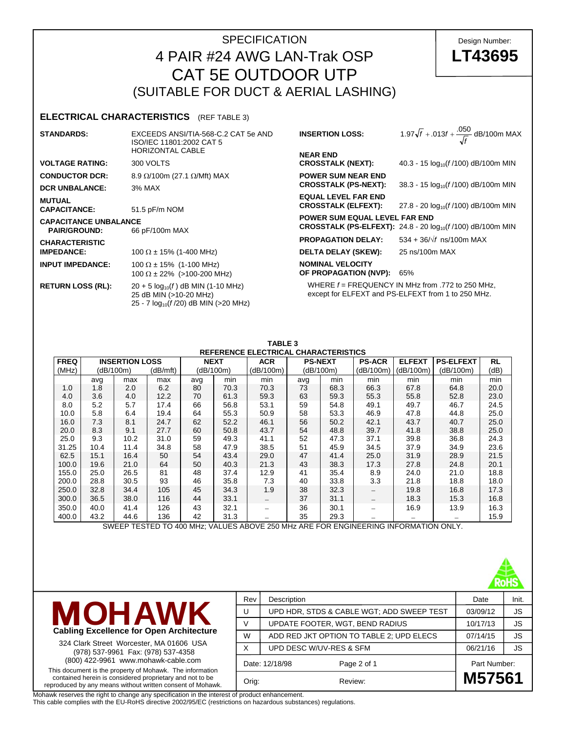SPECIFICATION

# 4 PAIR #24 AWG LAN-Trak OSP CAT 5E OUTDOOR UTP

(SUITABLE FOR DUCT & AERIAL LASHING)

Design Number: **LT43695**

## ELECTRICAL CHARACTERISTICS (REF TABLE 3)

**STANDARDS:** EXCEEDS ANSI/TIA-568-C.2 CAT 5e AND ISO/IEC 11801:2002 CAT 5 HORIZONTAL CABLE

**VOLTAGE RATING:** 300 VOLTS

**CONDUCTOR DCR:** 8.9 Ω/100m (27.1 Ω/Mft) MAX

**DCR UNBALANCE:** 3% MAX

**MUTUAL CAPACITANCE:** 51.5 pF/m NOM

**CAPACITANCE UNBALANCE PAIR/GROUND:** 66 pF/100m MAX

**CHARACTERISTIC IMPEDANCE:** 100 Ω ± 15% (1-400 MHz)

**INPUT IMPEDANCE:** 100 Ω ± 15% (1-100 MHz)
100 Ω ± 22% (>100-200 MHz)

**RETURN LOSS (RL):** $20 + 5\log_{10}(f)$ dB MIN (1-10 MHz)
25 dB MIN (>10-20 MHz)
$25 - 7\log_{10}(f/20)$ dB MIN (>20 MHz)

**INSERTION LOSS:** $1.97\sqrt{f} + .013f + \frac{.050}{\sqrt{f}}$ dB/100m MAX

**NEAR END CROSSTALK (NEXT):** $40.3 - 15\log_{10}(f/100)$ dB/100m MIN

**POWER SUM NEAR END CROSSTALK (PS-NEXT):** $38.3 - 15\log_{10}(f/100)$ dB/100m MIN

**EQUAL LEVEL FAR END CROSSTALK (ELFEXT):** $27.8 - 20\log_{10}(f/100)$ dB/100m MIN

**POWER SUM EQUAL LEVEL FAR END CROSSTALK (PS-ELFEXT):** $24.8 - 20\log_{10}(f/100)$ dB/100m MIN

**PROPAGATION DELAY:** $534 + 36/\sqrt{f}$ ns/100m MAX

**DELTA DELAY (SKEW):** 25 ns/100m MAX

**NOMINAL VELOCITY OF PROPAGATION (NVP):** 65%

WHERE $f$ = FREQUENCY IN MHz from .772 to 250 MHz, except for ELFEXT and PS-ELFEXT from 1 to 250 MHz.

**TABLE 3**
**REFERENCE ELECTRICAL CHARACTERISTICS**

| FREQ (MHz) | INSERTION LOSS (dB/100m) | | INSERTION LOSS (dB/mft) | NEXT (dB/100m) | | ACR (dB/100m) | PS-NEXT (dB/100m) | | PS-ACR (dB/100m) | ELFEXT (dB/100m) | PS-ELFEXT (dB/100m) | RL (dB) |
|---|---|---|---|---|---|---|---|---|---|---|---|---|
| | avg | max | max | avg | min | min | avg | min | min | min | min | min |
| 1.0 | 1.8 | 2.0 | 6.2 | 80 | 70.3 | 70.3 | 73 | 68.3 | 66.3 | 67.8 | 64.8 | 20.0 |
| 4.0 | 3.6 | 4.0 | 12.2 | 70 | 61.3 | 59.3 | 63 | 59.3 | 55.3 | 55.8 | 52.8 | 23.0 |
| 8.0 | 5.2 | 5.7 | 17.4 | 66 | 56.8 | 53.1 | 59 | 54.8 | 49.1 | 49.7 | 46.7 | 24.5 |
| 10.0 | 5.8 | 6.4 | 19.4 | 64 | 55.3 | 50.9 | 58 | 53.3 | 46.9 | 47.8 | 44.8 | 25.0 |
| 16.0 | 7.3 | 8.1 | 24.7 | 62 | 52.2 | 46.1 | 56 | 50.2 | 42.1 | 43.7 | 40.7 | 25.0 |
| 20.0 | 8.3 | 9.1 | 27.7 | 60 | 50.8 | 43.7 | 54 | 48.8 | 39.7 | 41.8 | 38.8 | 25.0 |
| 25.0 | 9.3 | 10.2 | 31.0 | 59 | 49.3 | 41.1 | 52 | 47.3 | 37.1 | 39.8 | 36.8 | 24.3 |
| 31.25 | 10.4 | 11.4 | 34.8 | 58 | 47.9 | 38.5 | 51 | 45.9 | 34.5 | 37.9 | 34.9 | 23.6 |
| 62.5 | 15.1 | 16.4 | 50 | 54 | 43.4 | 29.0 | 47 | 41.4 | 25.0 | 31.9 | 28.9 | 21.5 |
| 100.0 | 19.6 | 21.0 | 64 | 50 | 40.3 | 21.3 | 43 | 38.3 | 17.3 | 27.8 | 24.8 | 20.1 |
| 155.0 | 25.0 | 26.5 | 81 | 48 | 37.4 | 12.9 | 41 | 35.4 | 8.9 | 24.0 | 21.0 | 18.8 |
| 200.0 | 28.8 | 30.5 | 93 | 46 | 35.8 | 7.3 | 40 | 33.8 | 3.3 | 21.8 | 18.8 | 18.0 |
| 250.0 | 32.8 | 34.4 | 105 | 45 | 34.3 | 1.9 | 38 | 32.3 | – | 19.8 | 16.8 | 17.3 |
| 300.0 | 36.5 | 38.0 | 116 | 44 | 33.1 | – | 37 | 31.1 | – | 18.3 | 15.3 | 16.8 |
| 350.0 | 40.0 | 41.4 | 126 | 43 | 32.1 | – | 36 | 30.1 | – | 16.9 | 13.9 | 16.3 |
| 400.0 | 43.2 | 44.6 | 136 | 42 | 31.3 | – | 35 | 29.3 | – | – | – | 15.9 |

SWEEP TESTED TO 400 MHz; VALUES ABOVE 250 MHz ARE FOR ENGINEERING INFORMATION ONLY.

RoHS

**MOHAWK**
**Cabling Excellence for Open Architecture**

324 Clark Street Worcester, MA 01606 USA
(978) 537-9961 Fax: (978) 537-4358
(800) 422-9961 www.mohawk-cable.com

This document is the property of Mohawk. The information contained herein is considered proprietary and not to be reproduced by any means without written consent of Mohawk.

| Rev | Description | Date | Init. |
|---|---|---|---|
| U | UPD HDR, STDS & CABLE WGT; ADD SWEEP TEST | 03/09/12 | JS |
| V | UPDATE FOOTER, WGT, BEND RADIUS | 10/17/13 | JS |
| W | ADD RED JKT OPTION TO TABLE 2; UPD ELECS | 07/14/15 | JS |
| X | UPD DESC W/UV-RES & SFM | 06/21/16 | JS |

Date: 12/18/98

Orig: Review:

Part Number: **M57561**

Mohawk reserves the right to change any specification in the interest of product enhancement.
This cable complies with the EU-RoHS directive 2002/95/EC (restrictions on hazardous substances) regulations.